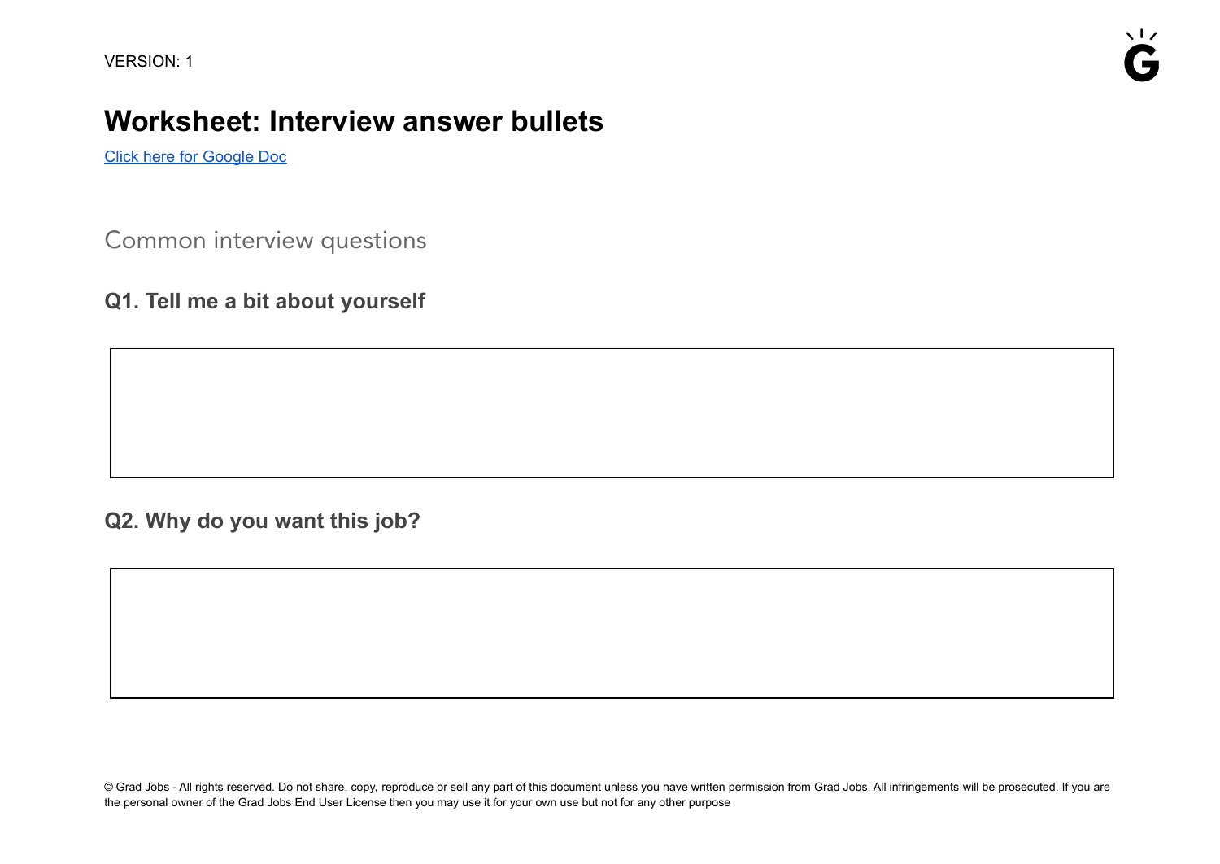VERSION: 1

# Worksheet: Interview answer bullets

[Click here for Google Doc]

## Common interview questions

### Q1. Tell me a bit about yourself

### Q2. Why do you want this job?

© Grad Jobs - All rights reserved. Do not share, copy, reproduce or sell any part of this document unless you have written permission from Grad Jobs. All infringements will be prosecuted. If you are the personal owner of the Grad Jobs End User License then you may use it for your own use but not for any other purpose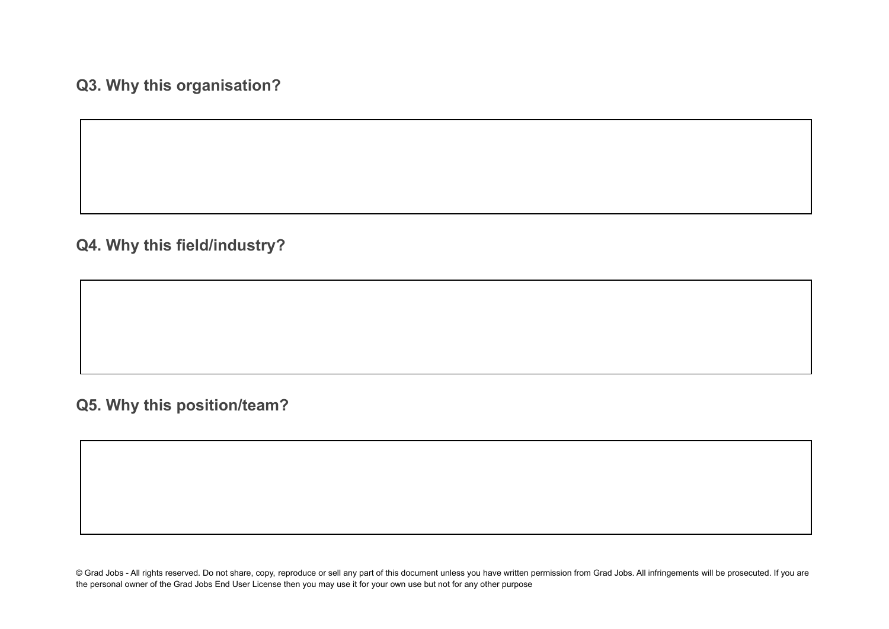## Q3. Why this organisation?

## Q4. Why this field/industry?

## Q5. Why this position/team?

© Grad Jobs - All rights reserved. Do not share, copy, reproduce or sell any part of this document unless you have written permission from Grad Jobs. All infringements will be prosecuted. If you are the personal owner of the Grad Jobs End User License then you may use it for your own use but not for any other purpose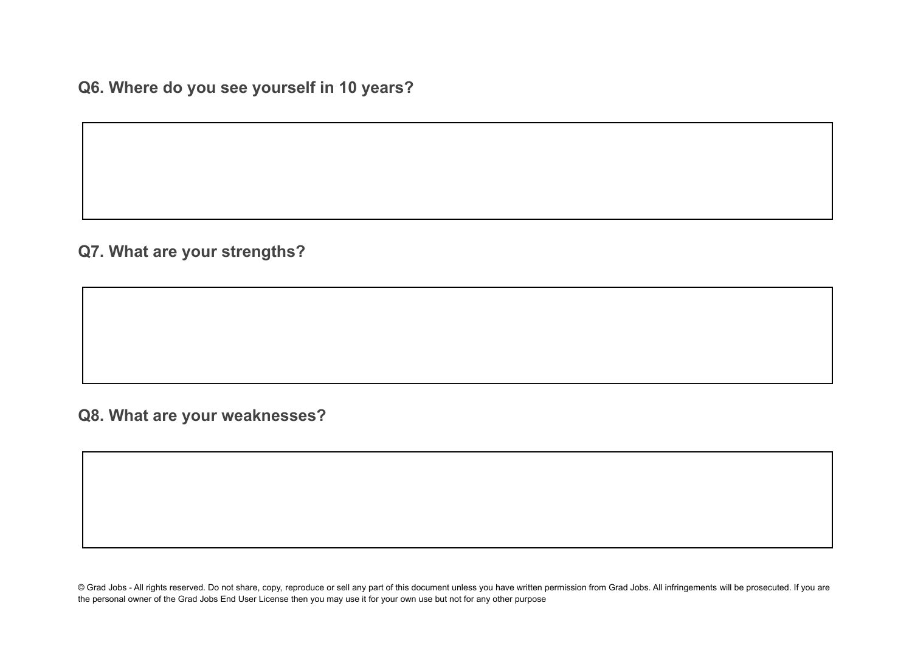## Q6. Where do you see yourself in 10 years?

## Q7. What are your strengths?

## Q8. What are your weaknesses?

© Grad Jobs - All rights reserved. Do not share, copy, reproduce or sell any part of this document unless you have written permission from Grad Jobs. All infringements will be prosecuted. If you are the personal owner of the Grad Jobs End User License then you may use it for your own use but not for any other purpose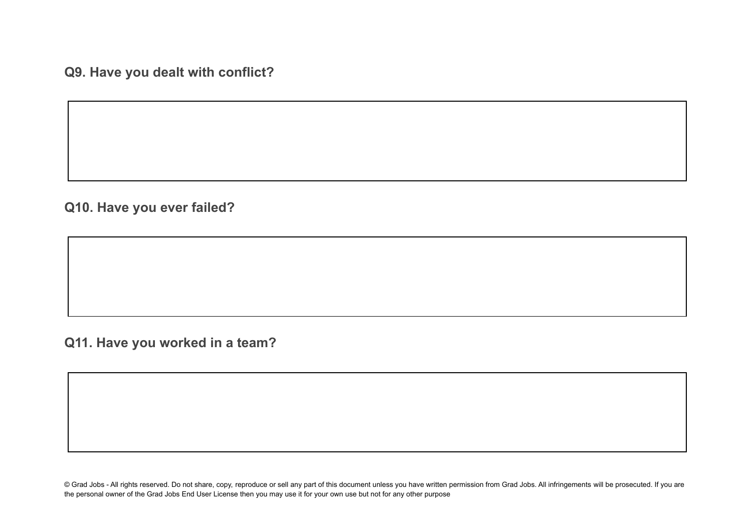## Q9. Have you dealt with conflict?

## Q10. Have you ever failed?

## Q11. Have you worked in a team?

© Grad Jobs - All rights reserved. Do not share, copy, reproduce or sell any part of this document unless you have written permission from Grad Jobs. All infringements will be prosecuted. If you are the personal owner of the Grad Jobs End User License then you may use it for your own use but not for any other purpose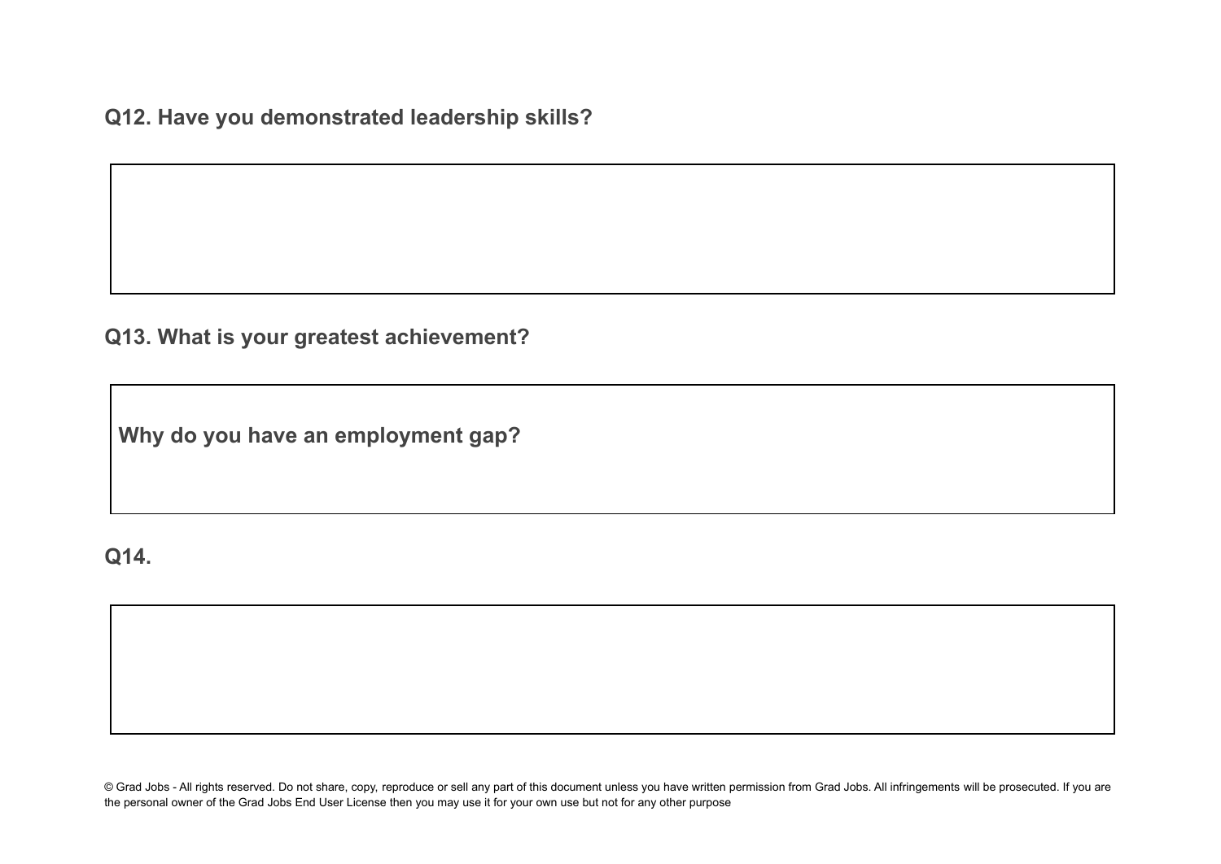### Q12. Have you demonstrated leadership skills?

### Q13. What is your greatest achievement?

### Why do you have an employment gap?

### Q14.

© Grad Jobs - All rights reserved. Do not share, copy, reproduce or sell any part of this document unless you have written permission from Grad Jobs. All infringements will be prosecuted. If you are the personal owner of the Grad Jobs End User License then you may use it for your own use but not for any other purpose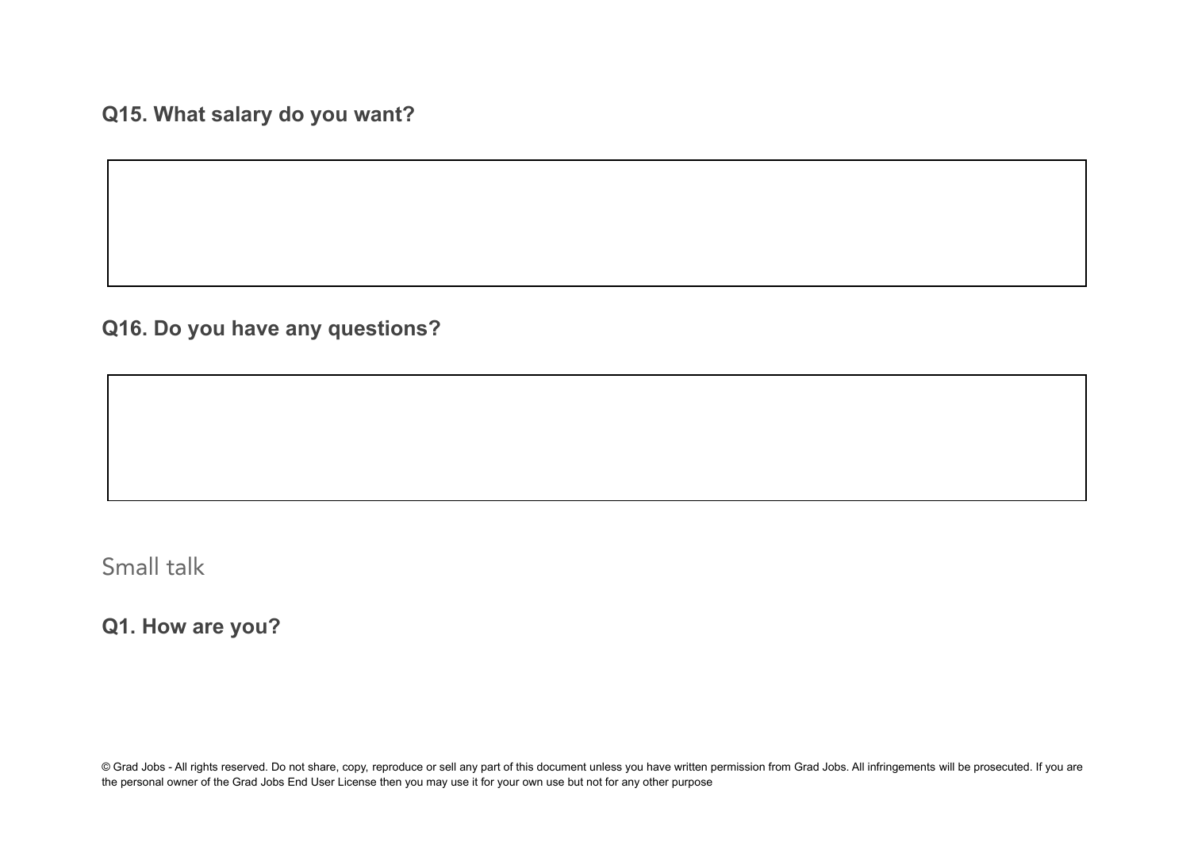**Q15. What salary do you want?**

**Q16. Do you have any questions?**

## Small talk

**Q1. How are you?**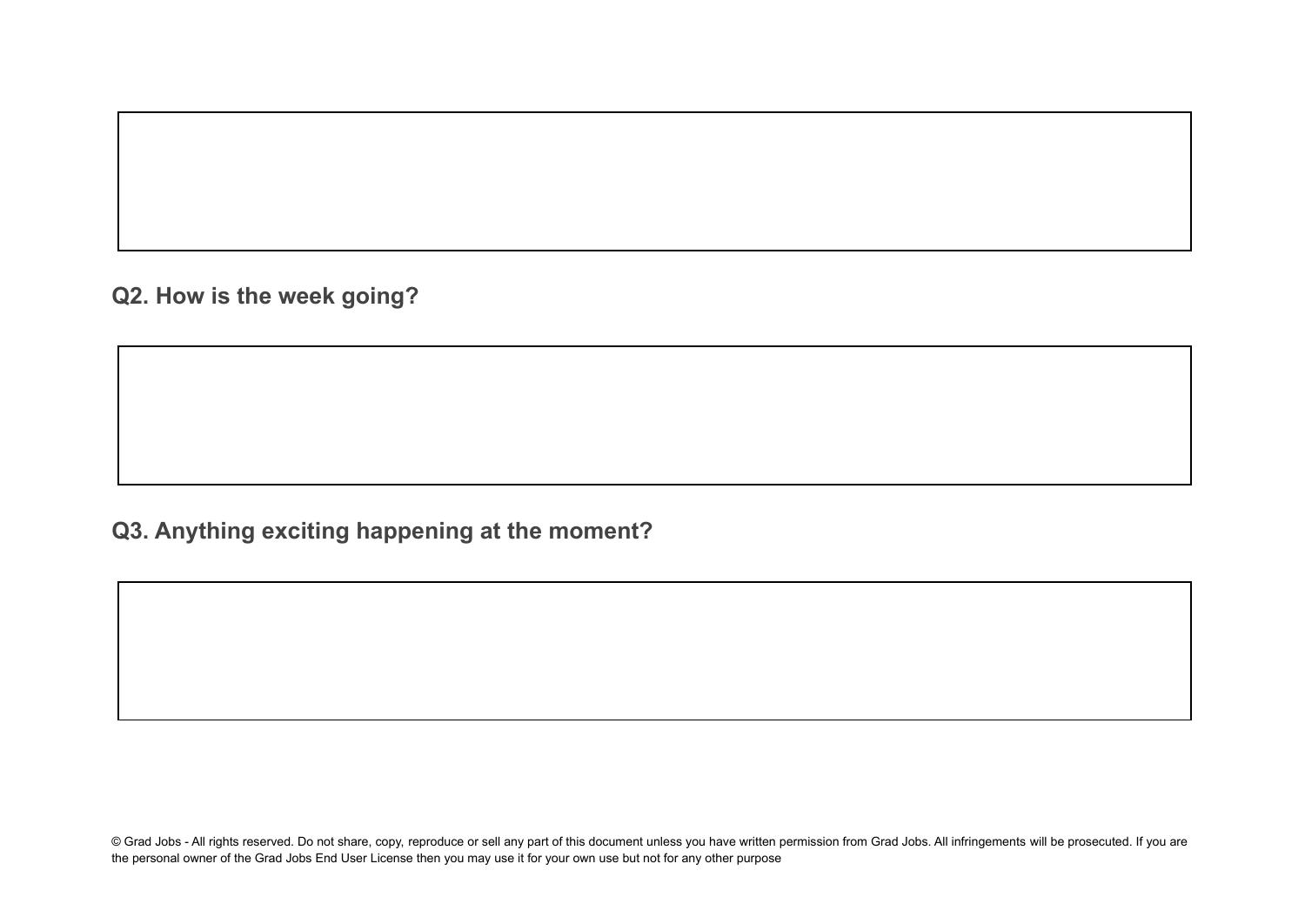## Q2. How is the week going?

## Q3. Anything exciting happening at the moment?

© Grad Jobs - All rights reserved. Do not share, copy, reproduce or sell any part of this document unless you have written permission from Grad Jobs. All infringements will be prosecuted. If you are the personal owner of the Grad Jobs End User License then you may use it for your own use but not for any other purpose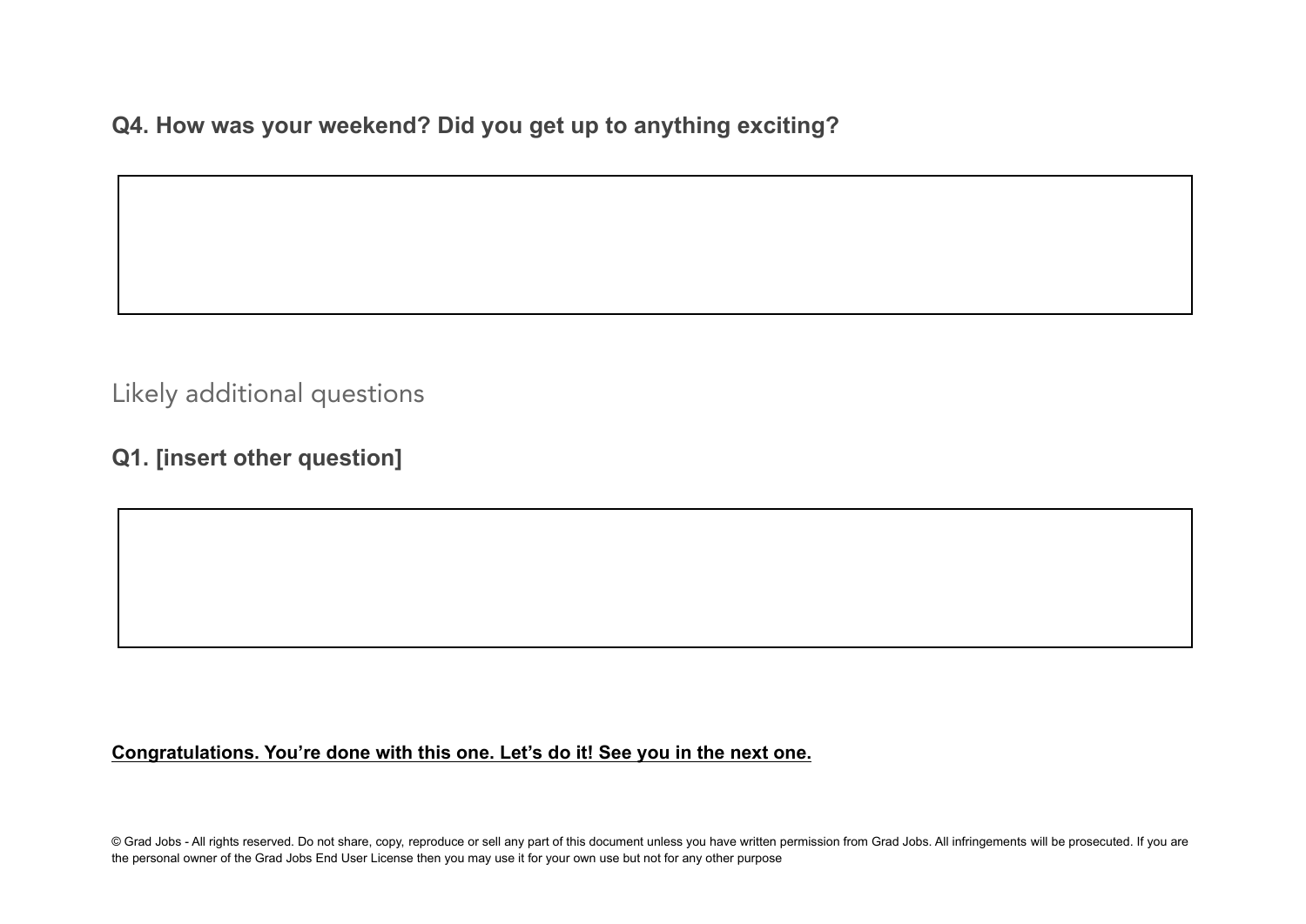**Q4. How was your weekend? Did you get up to anything exciting?**

## Likely additional questions

**Q1. [insert other question]**

**Congratulations. You're done with this one. Let's do it! See you in the next one.**

© Grad Jobs - All rights reserved. Do not share, copy, reproduce or sell any part of this document unless you have written permission from Grad Jobs. All infringements will be prosecuted. If you are the personal owner of the Grad Jobs End User License then you may use it for your own use but not for any other purpose